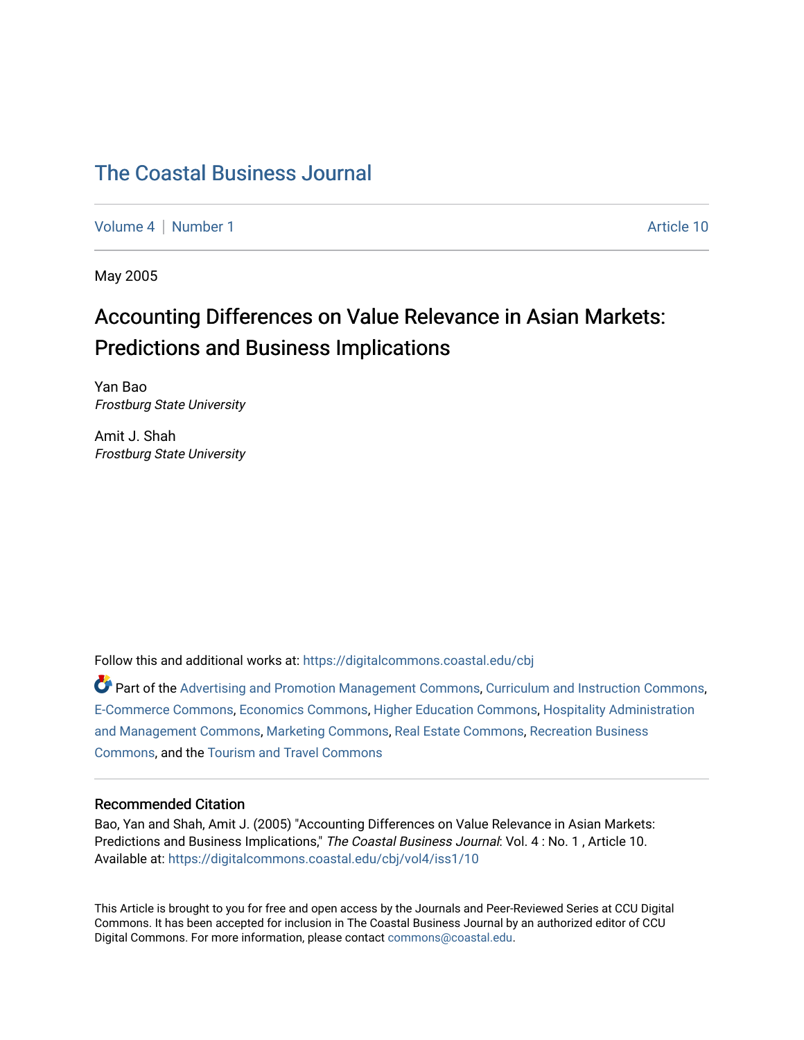# The Coastal Business Journal

Volume 4 | Number 1 Article 10

May 2005

## Accounting Differences on Value Relevance in Asian Markets: Predictions and Business Implications

Yan Bao
*Frostburg State University*

Amit J. Shah
*Frostburg State University*

Follow this and additional works at: https://digitalcommons.coastal.edu/cbj

Part of the Advertising and Promotion Management Commons, Curriculum and Instruction Commons, E-Commerce Commons, Economics Commons, Higher Education Commons, Hospitality Administration and Management Commons, Marketing Commons, Real Estate Commons, Recreation Business Commons, and the Tourism and Travel Commons

### Recommended Citation

Bao, Yan and Shah, Amit J. (2005) "Accounting Differences on Value Relevance in Asian Markets: Predictions and Business Implications," *The Coastal Business Journal*: Vol. 4 : No. 1 , Article 10. Available at: https://digitalcommons.coastal.edu/cbj/vol4/iss1/10

This Article is brought to you for free and open access by the Journals and Peer-Reviewed Series at CCU Digital Commons. It has been accepted for inclusion in The Coastal Business Journal by an authorized editor of CCU Digital Commons. For more information, please contact commons@coastal.edu.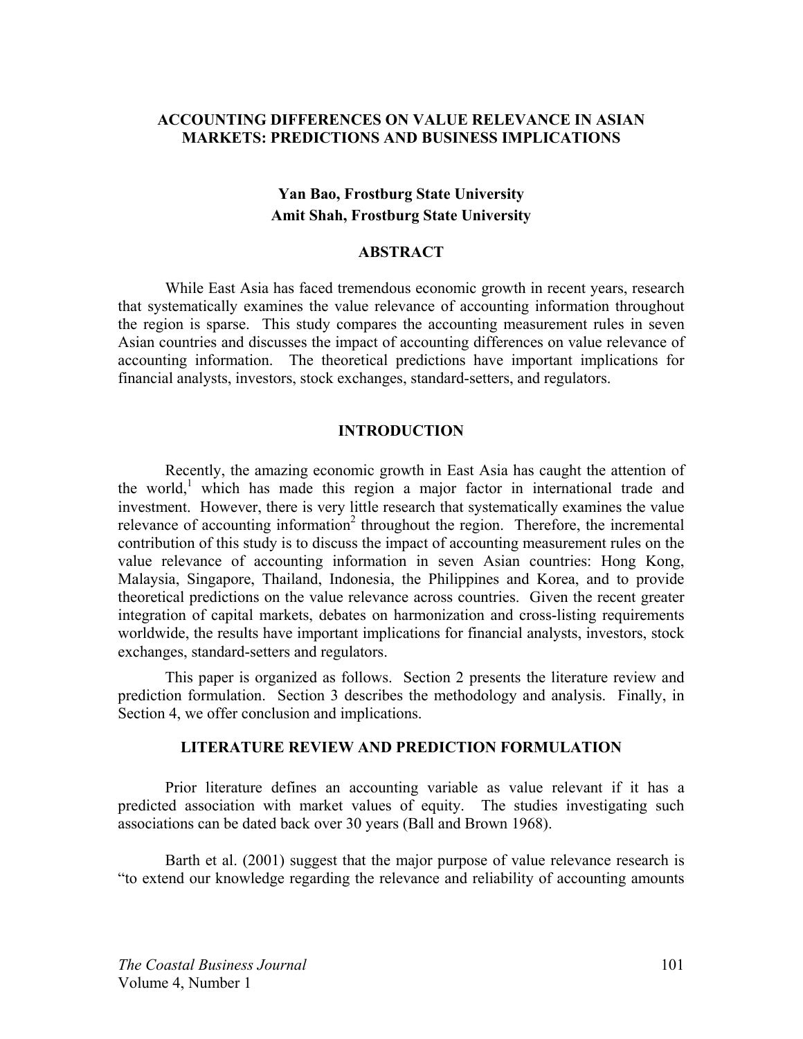# ACCOUNTING DIFFERENCES ON VALUE RELEVANCE IN ASIAN MARKETS: PREDICTIONS AND BUSINESS IMPLICATIONS

**Yan Bao, Frostburg State University**
**Amit Shah, Frostburg State University**

## ABSTRACT

While East Asia has faced tremendous economic growth in recent years, research that systematically examines the value relevance of accounting information throughout the region is sparse. This study compares the accounting measurement rules in seven Asian countries and discusses the impact of accounting differences on value relevance of accounting information. The theoretical predictions have important implications for financial analysts, investors, stock exchanges, standard-setters, and regulators.

## INTRODUCTION

Recently, the amazing economic growth in East Asia has caught the attention of the world,[1] which has made this region a major factor in international trade and investment. However, there is very little research that systematically examines the value relevance of accounting information[2] throughout the region. Therefore, the incremental contribution of this study is to discuss the impact of accounting measurement rules on the value relevance of accounting information in seven Asian countries: Hong Kong, Malaysia, Singapore, Thailand, Indonesia, the Philippines and Korea, and to provide theoretical predictions on the value relevance across countries. Given the recent greater integration of capital markets, debates on harmonization and cross-listing requirements worldwide, the results have important implications for financial analysts, investors, stock exchanges, standard-setters and regulators.

This paper is organized as follows. Section 2 presents the literature review and prediction formulation. Section 3 describes the methodology and analysis. Finally, in Section 4, we offer conclusion and implications.

## LITERATURE REVIEW AND PREDICTION FORMULATION

Prior literature defines an accounting variable as value relevant if it has a predicted association with market values of equity. The studies investigating such associations can be dated back over 30 years (Ball and Brown 1968).

Barth et al. (2001) suggest that the major purpose of value relevance research is "to extend our knowledge regarding the relevance and reliability of accounting amounts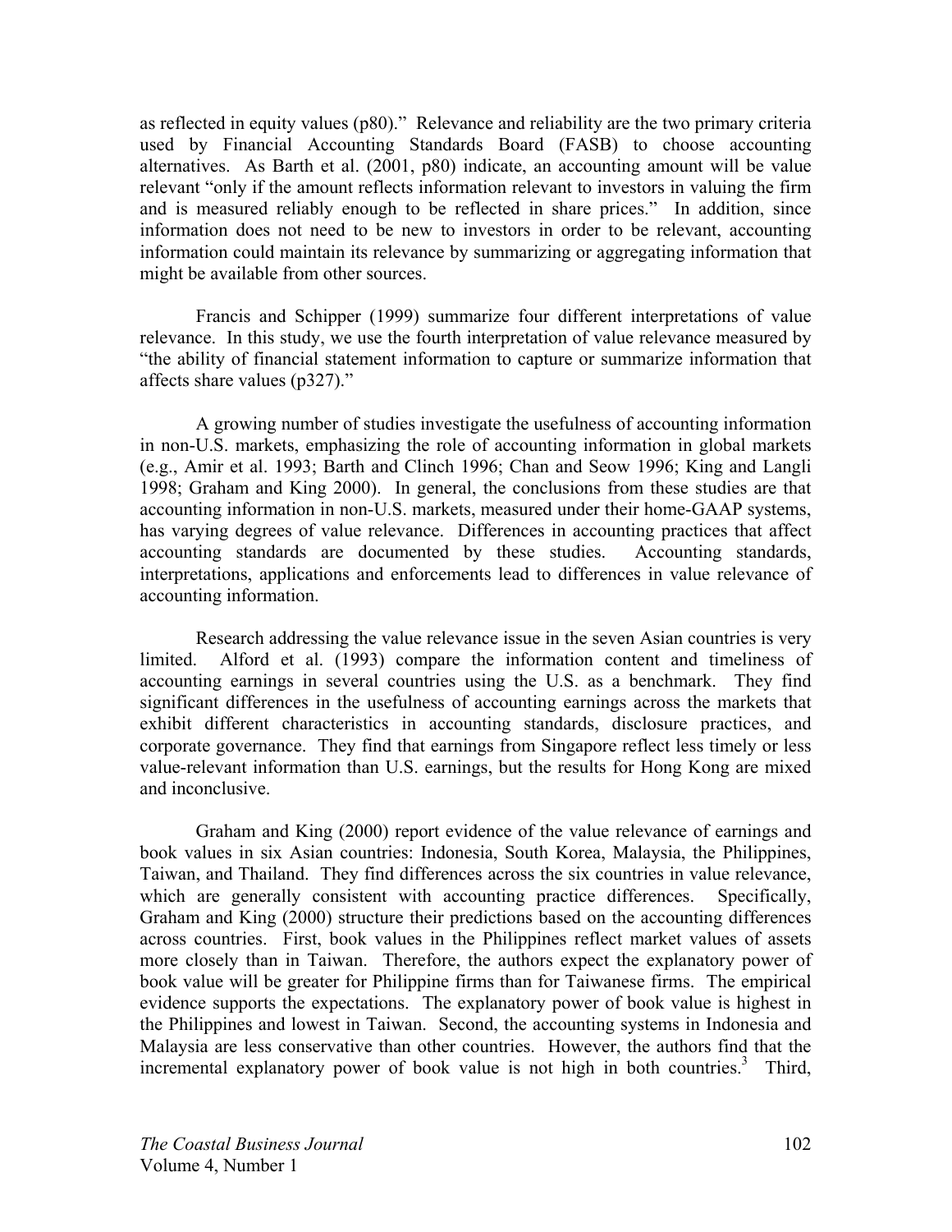as reflected in equity values (p80)." Relevance and reliability are the two primary criteria used by Financial Accounting Standards Board (FASB) to choose accounting alternatives. As Barth et al. (2001, p80) indicate, an accounting amount will be value relevant "only if the amount reflects information relevant to investors in valuing the firm and is measured reliably enough to be reflected in share prices." In addition, since information does not need to be new to investors in order to be relevant, accounting information could maintain its relevance by summarizing or aggregating information that might be available from other sources.

Francis and Schipper (1999) summarize four different interpretations of value relevance. In this study, we use the fourth interpretation of value relevance measured by "the ability of financial statement information to capture or summarize information that affects share values (p327)."

A growing number of studies investigate the usefulness of accounting information in non-U.S. markets, emphasizing the role of accounting information in global markets (e.g., Amir et al. 1993; Barth and Clinch 1996; Chan and Seow 1996; King and Langli 1998; Graham and King 2000). In general, the conclusions from these studies are that accounting information in non-U.S. markets, measured under their home-GAAP systems, has varying degrees of value relevance. Differences in accounting practices that affect accounting standards are documented by these studies. Accounting standards, interpretations, applications and enforcements lead to differences in value relevance of accounting information.

Research addressing the value relevance issue in the seven Asian countries is very limited. Alford et al. (1993) compare the information content and timeliness of accounting earnings in several countries using the U.S. as a benchmark. They find significant differences in the usefulness of accounting earnings across the markets that exhibit different characteristics in accounting standards, disclosure practices, and corporate governance. They find that earnings from Singapore reflect less timely or less value-relevant information than U.S. earnings, but the results for Hong Kong are mixed and inconclusive.

Graham and King (2000) report evidence of the value relevance of earnings and book values in six Asian countries: Indonesia, South Korea, Malaysia, the Philippines, Taiwan, and Thailand. They find differences across the six countries in value relevance, which are generally consistent with accounting practice differences. Specifically, Graham and King (2000) structure their predictions based on the accounting differences across countries. First, book values in the Philippines reflect market values of assets more closely than in Taiwan. Therefore, the authors expect the explanatory power of book value will be greater for Philippine firms than for Taiwanese firms. The empirical evidence supports the expectations. The explanatory power of book value is highest in the Philippines and lowest in Taiwan. Second, the accounting systems in Indonesia and Malaysia are less conservative than other countries. However, the authors find that the incremental explanatory power of book value is not high in both countries.[3] Third,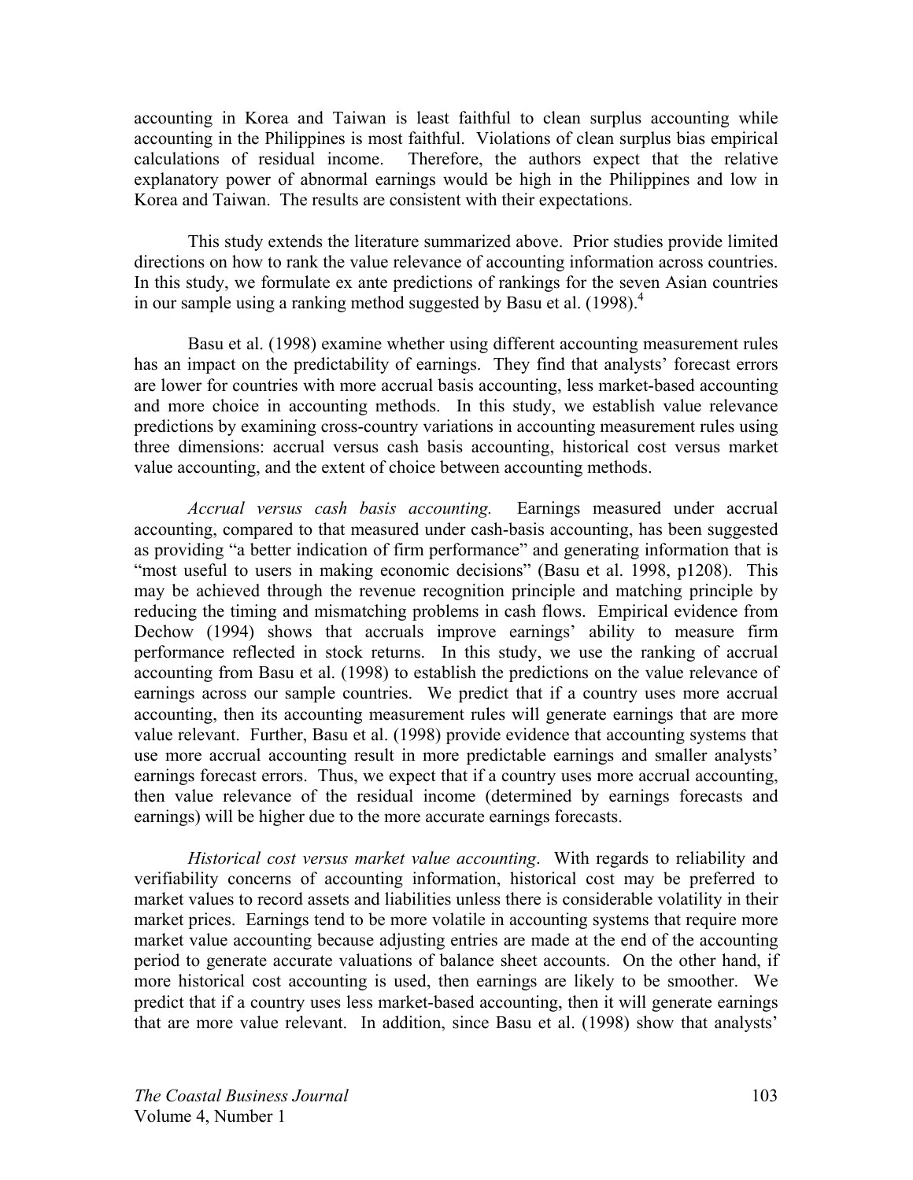accounting in Korea and Taiwan is least faithful to clean surplus accounting while accounting in the Philippines is most faithful. Violations of clean surplus bias empirical calculations of residual income. Therefore, the authors expect that the relative explanatory power of abnormal earnings would be high in the Philippines and low in Korea and Taiwan. The results are consistent with their expectations.

This study extends the literature summarized above. Prior studies provide limited directions on how to rank the value relevance of accounting information across countries. In this study, we formulate ex ante predictions of rankings for the seven Asian countries in our sample using a ranking method suggested by Basu et al. (1998).[4]

Basu et al. (1998) examine whether using different accounting measurement rules has an impact on the predictability of earnings. They find that analysts' forecast errors are lower for countries with more accrual basis accounting, less market-based accounting and more choice in accounting methods. In this study, we establish value relevance predictions by examining cross-country variations in accounting measurement rules using three dimensions: accrual versus cash basis accounting, historical cost versus market value accounting, and the extent of choice between accounting methods.

*Accrual versus cash basis accounting.* Earnings measured under accrual accounting, compared to that measured under cash-basis accounting, has been suggested as providing "a better indication of firm performance" and generating information that is "most useful to users in making economic decisions" (Basu et al. 1998, p1208). This may be achieved through the revenue recognition principle and matching principle by reducing the timing and mismatching problems in cash flows. Empirical evidence from Dechow (1994) shows that accruals improve earnings' ability to measure firm performance reflected in stock returns. In this study, we use the ranking of accrual accounting from Basu et al. (1998) to establish the predictions on the value relevance of earnings across our sample countries. We predict that if a country uses more accrual accounting, then its accounting measurement rules will generate earnings that are more value relevant. Further, Basu et al. (1998) provide evidence that accounting systems that use more accrual accounting result in more predictable earnings and smaller analysts' earnings forecast errors. Thus, we expect that if a country uses more accrual accounting, then value relevance of the residual income (determined by earnings forecasts and earnings) will be higher due to the more accurate earnings forecasts.

*Historical cost versus market value accounting*. With regards to reliability and verifiability concerns of accounting information, historical cost may be preferred to market values to record assets and liabilities unless there is considerable volatility in their market prices. Earnings tend to be more volatile in accounting systems that require more market value accounting because adjusting entries are made at the end of the accounting period to generate accurate valuations of balance sheet accounts. On the other hand, if more historical cost accounting is used, then earnings are likely to be smoother. We predict that if a country uses less market-based accounting, then it will generate earnings that are more value relevant. In addition, since Basu et al. (1998) show that analysts'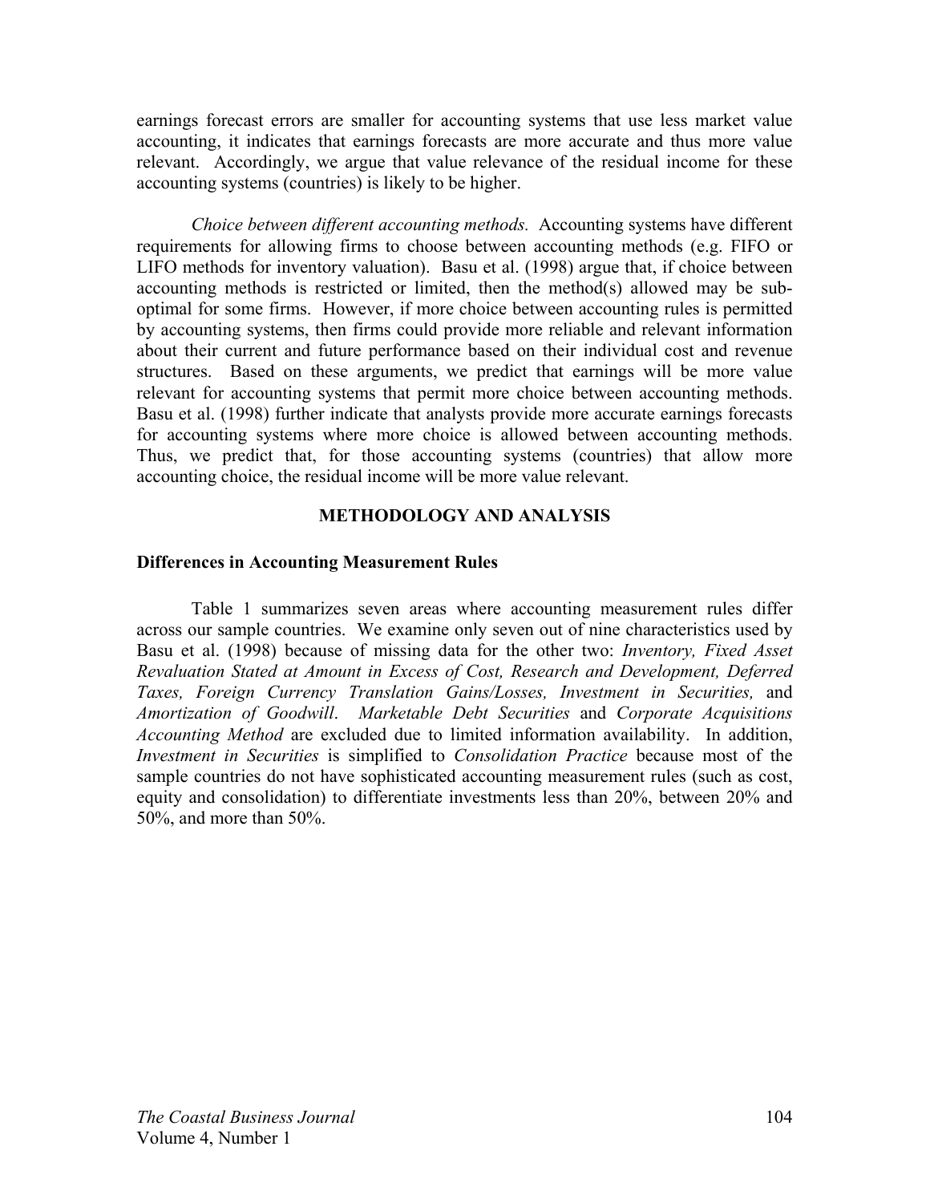earnings forecast errors are smaller for accounting systems that use less market value accounting, it indicates that earnings forecasts are more accurate and thus more value relevant. Accordingly, we argue that value relevance of the residual income for these accounting systems (countries) is likely to be higher.

*Choice between different accounting methods.* Accounting systems have different requirements for allowing firms to choose between accounting methods (e.g. FIFO or LIFO methods for inventory valuation). Basu et al. (1998) argue that, if choice between accounting methods is restricted or limited, then the method(s) allowed may be sub-optimal for some firms. However, if more choice between accounting rules is permitted by accounting systems, then firms could provide more reliable and relevant information about their current and future performance based on their individual cost and revenue structures. Based on these arguments, we predict that earnings will be more value relevant for accounting systems that permit more choice between accounting methods. Basu et al. (1998) further indicate that analysts provide more accurate earnings forecasts for accounting systems where more choice is allowed between accounting methods. Thus, we predict that, for those accounting systems (countries) that allow more accounting choice, the residual income will be more value relevant.

## METHODOLOGY AND ANALYSIS

### Differences in Accounting Measurement Rules

Table 1 summarizes seven areas where accounting measurement rules differ across our sample countries. We examine only seven out of nine characteristics used by Basu et al. (1998) because of missing data for the other two: *Inventory, Fixed Asset Revaluation Stated at Amount in Excess of Cost, Research and Development, Deferred Taxes, Foreign Currency Translation Gains/Losses, Investment in Securities,* and *Amortization of Goodwill*. *Marketable Debt Securities* and *Corporate Acquisitions Accounting Method* are excluded due to limited information availability. In addition, *Investment in Securities* is simplified to *Consolidation Practice* because most of the sample countries do not have sophisticated accounting measurement rules (such as cost, equity and consolidation) to differentiate investments less than 20%, between 20% and 50%, and more than 50%.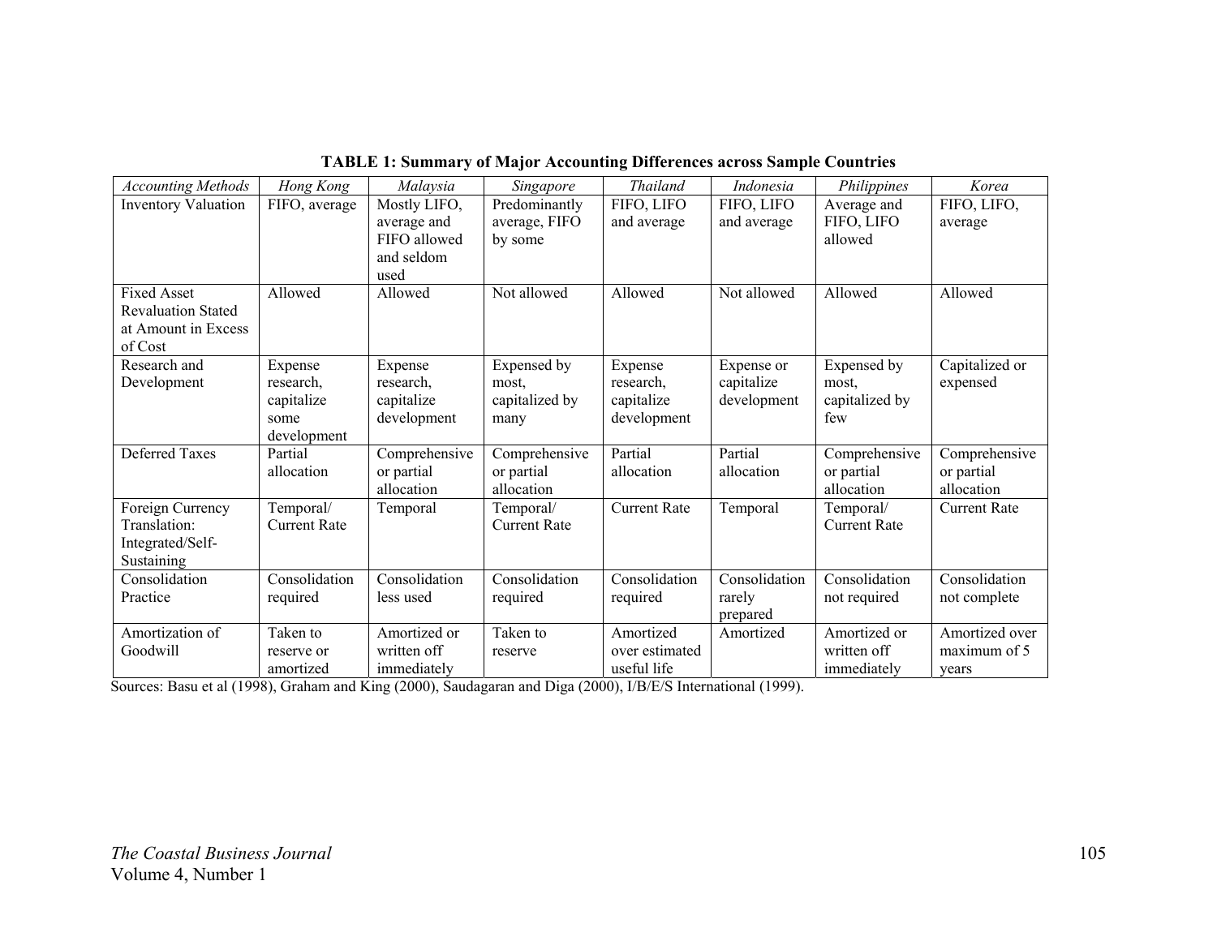**TABLE 1: Summary of Major Accounting Differences across Sample Countries**

| *Accounting Methods* | *Hong Kong* | *Malaysia* | *Singapore* | *Thailand* | *Indonesia* | *Philippines* | *Korea* |
|---|---|---|---|---|---|---|---|
| Inventory Valuation | FIFO, average | Mostly LIFO, average and FIFO allowed and seldom used | Predominantly average, FIFO by some | FIFO, LIFO and average | FIFO, LIFO and average | Average and FIFO, LIFO allowed | FIFO, LIFO, average |
| Fixed Asset Revaluation Stated at Amount in Excess of Cost | Allowed | Allowed | Not allowed | Allowed | Not allowed | Allowed | Allowed |
| Research and Development | Expense research, capitalize some development | Expense research, capitalize development | Expensed by most, capitalized by many | Expense research, capitalize development | Expense or capitalize development | Expensed by most, capitalized by few | Capitalized or expensed |
| Deferred Taxes | Partial allocation | Comprehensive or partial allocation | Comprehensive or partial allocation | Partial allocation | Partial allocation | Comprehensive or partial allocation | Comprehensive or partial allocation |
| Foreign Currency Translation: Integrated/Self-Sustaining | Temporal/ Current Rate | Temporal | Temporal/ Current Rate | Current Rate | Temporal | Temporal/ Current Rate | Current Rate |
| Consolidation Practice | Consolidation required | Consolidation less used | Consolidation required | Consolidation required | Consolidation rarely prepared | Consolidation not required | Consolidation not complete |
| Amortization of Goodwill | Taken to reserve or amortized | Amortized or written off immediately | Taken to reserve | Amortized over estimated useful life | Amortized | Amortized or written off immediately | Amortized over maximum of 5 years |

Sources: Basu et al (1998), Graham and King (2000), Saudagaran and Diga (2000), I/B/E/S International (1999).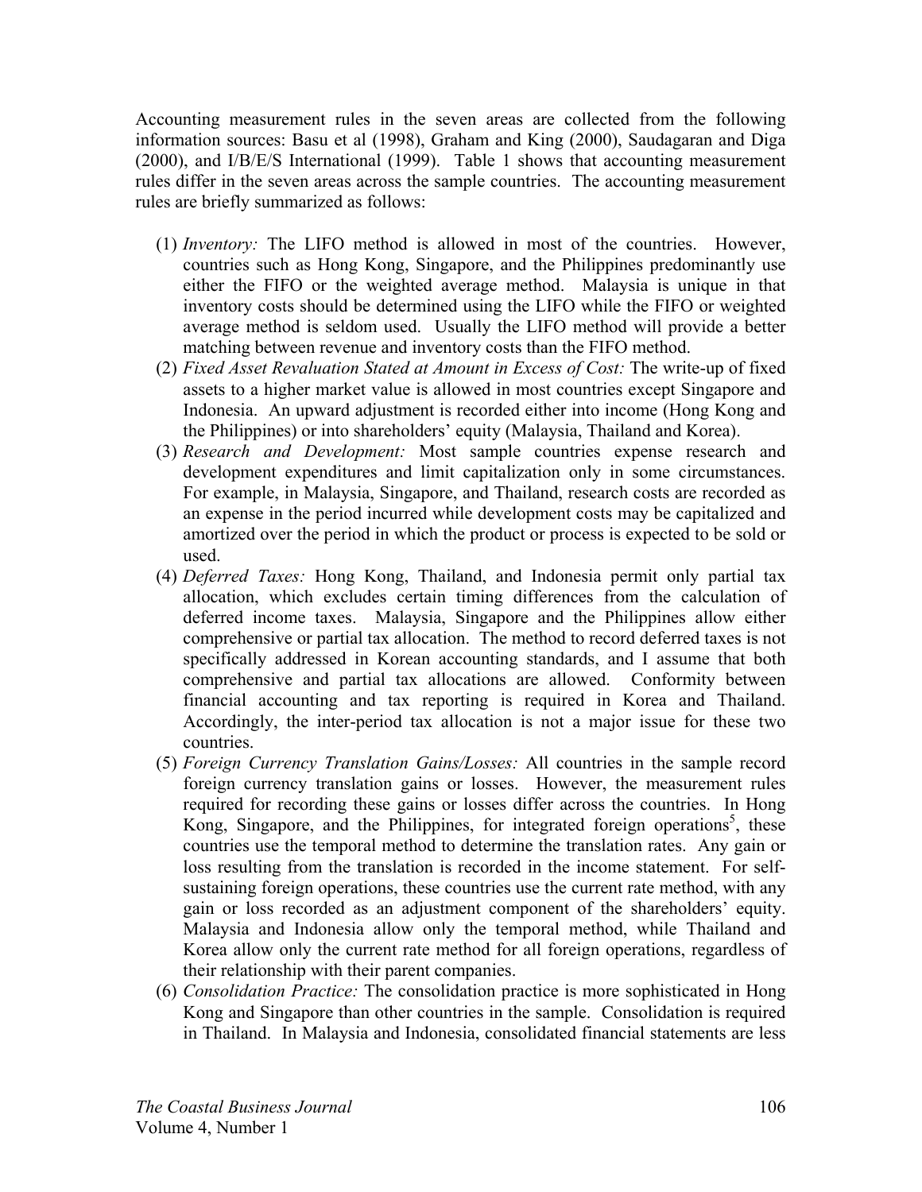Accounting measurement rules in the seven areas are collected from the following information sources: Basu et al (1998), Graham and King (2000), Saudagaran and Diga (2000), and I/B/E/S International (1999). Table 1 shows that accounting measurement rules differ in the seven areas across the sample countries. The accounting measurement rules are briefly summarized as follows:

1. *Inventory:* The LIFO method is allowed in most of the countries. However, countries such as Hong Kong, Singapore, and the Philippines predominantly use either the FIFO or the weighted average method. Malaysia is unique in that inventory costs should be determined using the LIFO while the FIFO or weighted average method is seldom used. Usually the LIFO method will provide a better matching between revenue and inventory costs than the FIFO method.
2. *Fixed Asset Revaluation Stated at Amount in Excess of Cost:* The write-up of fixed assets to a higher market value is allowed in most countries except Singapore and Indonesia. An upward adjustment is recorded either into income (Hong Kong and the Philippines) or into shareholders' equity (Malaysia, Thailand and Korea).
3. *Research and Development:* Most sample countries expense research and development expenditures and limit capitalization only in some circumstances. For example, in Malaysia, Singapore, and Thailand, research costs are recorded as an expense in the period incurred while development costs may be capitalized and amortized over the period in which the product or process is expected to be sold or used.
4. *Deferred Taxes:* Hong Kong, Thailand, and Indonesia permit only partial tax allocation, which excludes certain timing differences from the calculation of deferred income taxes. Malaysia, Singapore and the Philippines allow either comprehensive or partial tax allocation. The method to record deferred taxes is not specifically addressed in Korean accounting standards, and I assume that both comprehensive and partial tax allocations are allowed. Conformity between financial accounting and tax reporting is required in Korea and Thailand. Accordingly, the inter-period tax allocation is not a major issue for these two countries.
5. *Foreign Currency Translation Gains/Losses:* All countries in the sample record foreign currency translation gains or losses. However, the measurement rules required for recording these gains or losses differ across the countries. In Hong Kong, Singapore, and the Philippines, for integrated foreign operations[5], these countries use the temporal method to determine the translation rates. Any gain or loss resulting from the translation is recorded in the income statement. For self-sustaining foreign operations, these countries use the current rate method, with any gain or loss recorded as an adjustment component of the shareholders' equity. Malaysia and Indonesia allow only the temporal method, while Thailand and Korea allow only the current rate method for all foreign operations, regardless of their relationship with their parent companies.
6. *Consolidation Practice:* The consolidation practice is more sophisticated in Hong Kong and Singapore than other countries in the sample. Consolidation is required in Thailand. In Malaysia and Indonesia, consolidated financial statements are less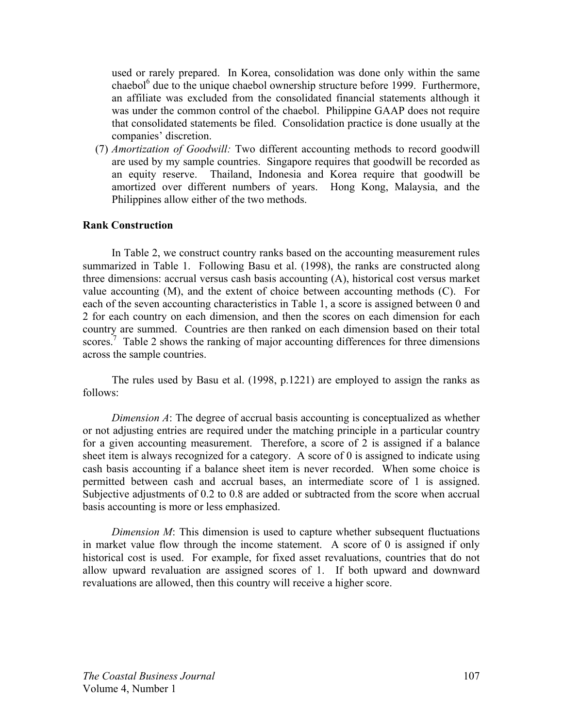used or rarely prepared. In Korea, consolidation was done only within the same chaebol[6] due to the unique chaebol ownership structure before 1999. Furthermore, an affiliate was excluded from the consolidated financial statements although it was under the common control of the chaebol. Philippine GAAP does not require that consolidated statements be filed. Consolidation practice is done usually at the companies' discretion.

(7) *Amortization of Goodwill:* Two different accounting methods to record goodwill are used by my sample countries. Singapore requires that goodwill be recorded as an equity reserve. Thailand, Indonesia and Korea require that goodwill be amortized over different numbers of years. Hong Kong, Malaysia, and the Philippines allow either of the two methods.

**Rank Construction**

In Table 2, we construct country ranks based on the accounting measurement rules summarized in Table 1. Following Basu et al. (1998), the ranks are constructed along three dimensions: accrual versus cash basis accounting (A), historical cost versus market value accounting (M), and the extent of choice between accounting methods (C). For each of the seven accounting characteristics in Table 1, a score is assigned between 0 and 2 for each country on each dimension, and then the scores on each dimension for each country are summed. Countries are then ranked on each dimension based on their total scores.[7] Table 2 shows the ranking of major accounting differences for three dimensions across the sample countries.

The rules used by Basu et al. (1998, p.1221) are employed to assign the ranks as follows:

*Dimension A*: The degree of accrual basis accounting is conceptualized as whether or not adjusting entries are required under the matching principle in a particular country for a given accounting measurement. Therefore, a score of 2 is assigned if a balance sheet item is always recognized for a category. A score of 0 is assigned to indicate using cash basis accounting if a balance sheet item is never recorded. When some choice is permitted between cash and accrual bases, an intermediate score of 1 is assigned. Subjective adjustments of 0.2 to 0.8 are added or subtracted from the score when accrual basis accounting is more or less emphasized.

*Dimension M*: This dimension is used to capture whether subsequent fluctuations in market value flow through the income statement. A score of 0 is assigned if only historical cost is used. For example, for fixed asset revaluations, countries that do not allow upward revaluation are assigned scores of 1. If both upward and downward revaluations are allowed, then this country will receive a higher score.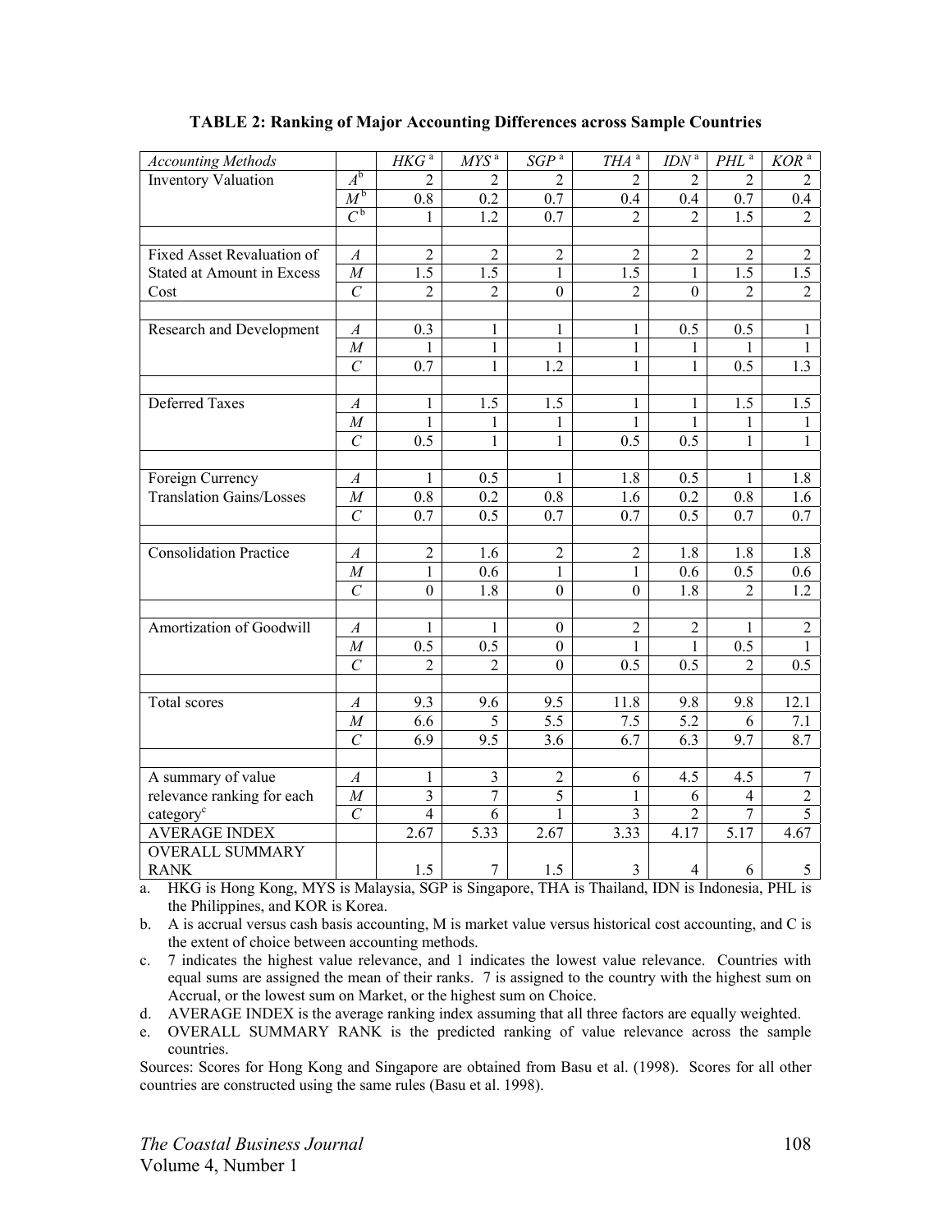**TABLE 2: Ranking of Major Accounting Differences across Sample Countries**

| *Accounting Methods* | | *HKG* [a] | *MYS* [a] | *SGP* [a] | *THA* [a] | *IDN* [a] | *PHL* [a] | *KOR* [a] |
|---|---|---|---|---|---|---|---|---|
| Inventory Valuation | *A* [b] | 2 | 2 | 2 | 2 | 2 | 2 | 2 |
| | *M* [b] | 0.8 | 0.2 | 0.7 | 0.4 | 0.4 | 0.7 | 0.4 |
| | *C* [b] | 1 | 1.2 | 0.7 | 2 | 2 | 1.5 | 2 |
| | | | | | | | | |
| Fixed Asset Revaluation of Stated at Amount in Excess Cost | *A* | 2 | 2 | 2 | 2 | 2 | 2 | 2 |
| | *M* | 1.5 | 1.5 | 1 | 1.5 | 1 | 1.5 | 1.5 |
| | *C* | 2 | 2 | 0 | 2 | 0 | 2 | 2 |
| | | | | | | | | |
| Research and Development | *A* | 0.3 | 1 | 1 | 1 | 0.5 | 0.5 | 1 |
| | *M* | 1 | 1 | 1 | 1 | 1 | 1 | 1 |
| | *C* | 0.7 | 1 | 1.2 | 1 | 1 | 0.5 | 1.3 |
| | | | | | | | | |
| Deferred Taxes | *A* | 1 | 1.5 | 1.5 | 1 | 1 | 1.5 | 1.5 |
| | *M* | 1 | 1 | 1 | 1 | 1 | 1 | 1 |
| | *C* | 0.5 | 1 | 1 | 0.5 | 0.5 | 1 | 1 |
| | | | | | | | | |
| Foreign Currency Translation Gains/Losses | *A* | 1 | 0.5 | 1 | 1.8 | 0.5 | 1 | 1.8 |
| | *M* | 0.8 | 0.2 | 0.8 | 1.6 | 0.2 | 0.8 | 1.6 |
| | *C* | 0.7 | 0.5 | 0.7 | 0.7 | 0.5 | 0.7 | 0.7 |
| | | | | | | | | |
| Consolidation Practice | *A* | 2 | 1.6 | 2 | 2 | 1.8 | 1.8 | 1.8 |
| | *M* | 1 | 0.6 | 1 | 1 | 0.6 | 0.5 | 0.6 |
| | *C* | 0 | 1.8 | 0 | 0 | 1.8 | 2 | 1.2 |
| | | | | | | | | |
| Amortization of Goodwill | *A* | 1 | 1 | 0 | 2 | 2 | 1 | 2 |
| | *M* | 0.5 | 0.5 | 0 | 1 | 1 | 0.5 | 1 |
| | *C* | 2 | 2 | 0 | 0.5 | 0.5 | 2 | 0.5 |
| | | | | | | | | |
| Total scores | *A* | 9.3 | 9.6 | 9.5 | 11.8 | 9.8 | 9.8 | 12.1 |
| | *M* | 6.6 | 5 | 5.5 | 7.5 | 5.2 | 6 | 7.1 |
| | *C* | 6.9 | 9.5 | 3.6 | 6.7 | 6.3 | 9.7 | 8.7 |
| | | | | | | | | |
| A summary of value relevance ranking for each category[c] | *A* | 1 | 3 | 2 | 6 | 4.5 | 4.5 | 7 |
| | *M* | 3 | 7 | 5 | 1 | 6 | 4 | 2 |
| | *C* | 4 | 6 | 1 | 3 | 2 | 7 | 5 |
| AVERAGE INDEX | | 2.67 | 5.33 | 2.67 | 3.33 | 4.17 | 5.17 | 4.67 |
| OVERALL SUMMARY RANK | | 1.5 | 7 | 1.5 | 3 | 4 | 6 | 5 |

a. HKG is Hong Kong, MYS is Malaysia, SGP is Singapore, THA is Thailand, IDN is Indonesia, PHL is the Philippines, and KOR is Korea.

b. A is accrual versus cash basis accounting, M is market value versus historical cost accounting, and C is the extent of choice between accounting methods.

c. 7 indicates the highest value relevance, and 1 indicates the lowest value relevance. Countries with equal sums are assigned the mean of their ranks. 7 is assigned to the country with the highest sum on Accrual, or the lowest sum on Market, or the highest sum on Choice.

d. AVERAGE INDEX is the average ranking index assuming that all three factors are equally weighted.

e. OVERALL SUMMARY RANK is the predicted ranking of value relevance across the sample countries.

Sources: Scores for Hong Kong and Singapore are obtained from Basu et al. (1998). Scores for all other countries are constructed using the same rules (Basu et al. 1998).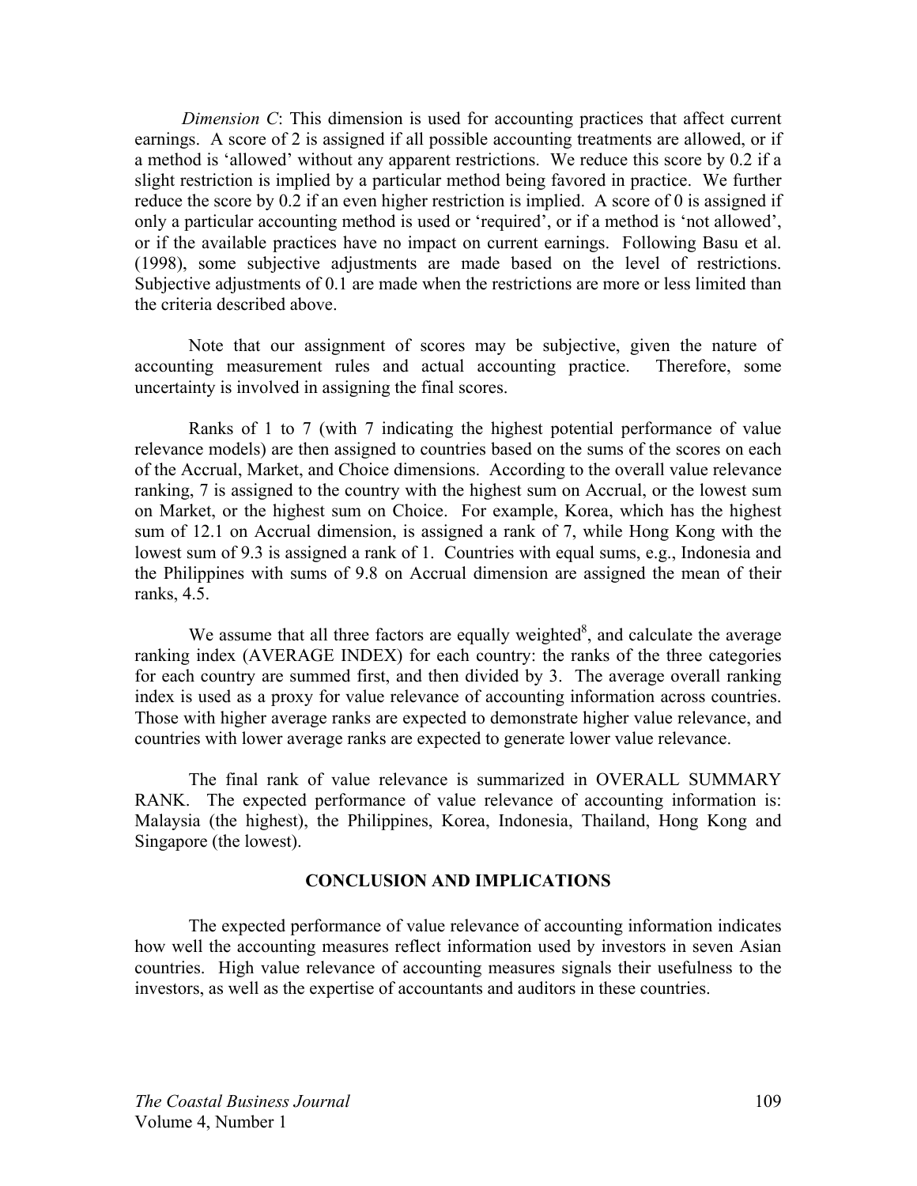*Dimension C*: This dimension is used for accounting practices that affect current earnings. A score of 2 is assigned if all possible accounting treatments are allowed, or if a method is 'allowed' without any apparent restrictions. We reduce this score by 0.2 if a slight restriction is implied by a particular method being favored in practice. We further reduce the score by 0.2 if an even higher restriction is implied. A score of 0 is assigned if only a particular accounting method is used or 'required', or if a method is 'not allowed', or if the available practices have no impact on current earnings. Following Basu et al. (1998), some subjective adjustments are made based on the level of restrictions. Subjective adjustments of 0.1 are made when the restrictions are more or less limited than the criteria described above.

Note that our assignment of scores may be subjective, given the nature of accounting measurement rules and actual accounting practice. Therefore, some uncertainty is involved in assigning the final scores.

Ranks of 1 to 7 (with 7 indicating the highest potential performance of value relevance models) are then assigned to countries based on the sums of the scores on each of the Accrual, Market, and Choice dimensions. According to the overall value relevance ranking, 7 is assigned to the country with the highest sum on Accrual, or the lowest sum on Market, or the highest sum on Choice. For example, Korea, which has the highest sum of 12.1 on Accrual dimension, is assigned a rank of 7, while Hong Kong with the lowest sum of 9.3 is assigned a rank of 1. Countries with equal sums, e.g., Indonesia and the Philippines with sums of 9.8 on Accrual dimension are assigned the mean of their ranks, 4.5.

We assume that all three factors are equally weighted[8], and calculate the average ranking index (AVERAGE INDEX) for each country: the ranks of the three categories for each country are summed first, and then divided by 3. The average overall ranking index is used as a proxy for value relevance of accounting information across countries. Those with higher average ranks are expected to demonstrate higher value relevance, and countries with lower average ranks are expected to generate lower value relevance.

The final rank of value relevance is summarized in OVERALL SUMMARY RANK. The expected performance of value relevance of accounting information is: Malaysia (the highest), the Philippines, Korea, Indonesia, Thailand, Hong Kong and Singapore (the lowest).

## CONCLUSION AND IMPLICATIONS

The expected performance of value relevance of accounting information indicates how well the accounting measures reflect information used by investors in seven Asian countries. High value relevance of accounting measures signals their usefulness to the investors, as well as the expertise of accountants and auditors in these countries.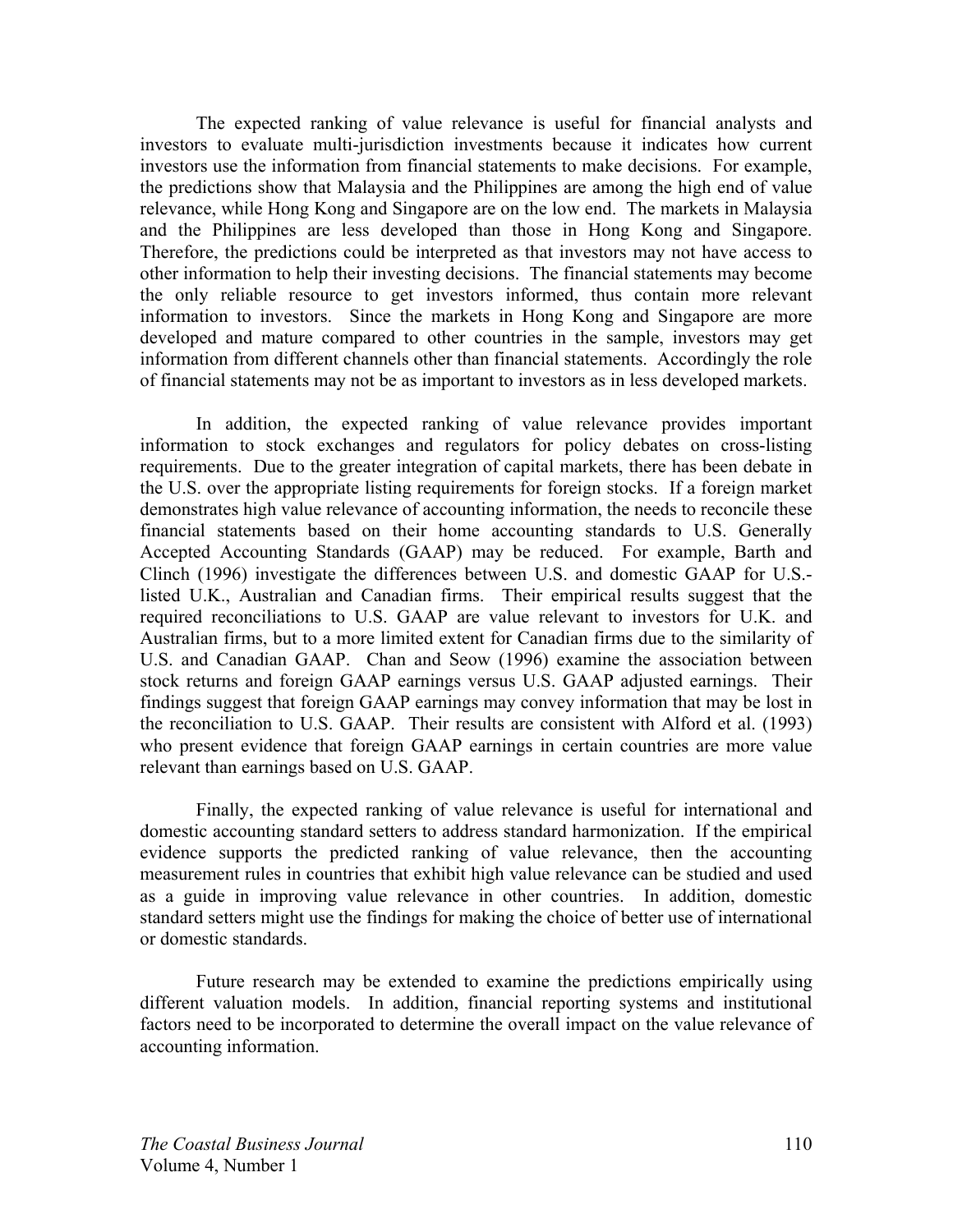The expected ranking of value relevance is useful for financial analysts and investors to evaluate multi-jurisdiction investments because it indicates how current investors use the information from financial statements to make decisions. For example, the predictions show that Malaysia and the Philippines are among the high end of value relevance, while Hong Kong and Singapore are on the low end. The markets in Malaysia and the Philippines are less developed than those in Hong Kong and Singapore. Therefore, the predictions could be interpreted as that investors may not have access to other information to help their investing decisions. The financial statements may become the only reliable resource to get investors informed, thus contain more relevant information to investors. Since the markets in Hong Kong and Singapore are more developed and mature compared to other countries in the sample, investors may get information from different channels other than financial statements. Accordingly the role of financial statements may not be as important to investors as in less developed markets.

In addition, the expected ranking of value relevance provides important information to stock exchanges and regulators for policy debates on cross-listing requirements. Due to the greater integration of capital markets, there has been debate in the U.S. over the appropriate listing requirements for foreign stocks. If a foreign market demonstrates high value relevance of accounting information, the needs to reconcile these financial statements based on their home accounting standards to U.S. Generally Accepted Accounting Standards (GAAP) may be reduced. For example, Barth and Clinch (1996) investigate the differences between U.S. and domestic GAAP for U.S.-listed U.K., Australian and Canadian firms. Their empirical results suggest that the required reconciliations to U.S. GAAP are value relevant to investors for U.K. and Australian firms, but to a more limited extent for Canadian firms due to the similarity of U.S. and Canadian GAAP. Chan and Seow (1996) examine the association between stock returns and foreign GAAP earnings versus U.S. GAAP adjusted earnings. Their findings suggest that foreign GAAP earnings may convey information that may be lost in the reconciliation to U.S. GAAP. Their results are consistent with Alford et al. (1993) who present evidence that foreign GAAP earnings in certain countries are more value relevant than earnings based on U.S. GAAP.

Finally, the expected ranking of value relevance is useful for international and domestic accounting standard setters to address standard harmonization. If the empirical evidence supports the predicted ranking of value relevance, then the accounting measurement rules in countries that exhibit high value relevance can be studied and used as a guide in improving value relevance in other countries. In addition, domestic standard setters might use the findings for making the choice of better use of international or domestic standards.

Future research may be extended to examine the predictions empirically using different valuation models. In addition, financial reporting systems and institutional factors need to be incorporated to determine the overall impact on the value relevance of accounting information.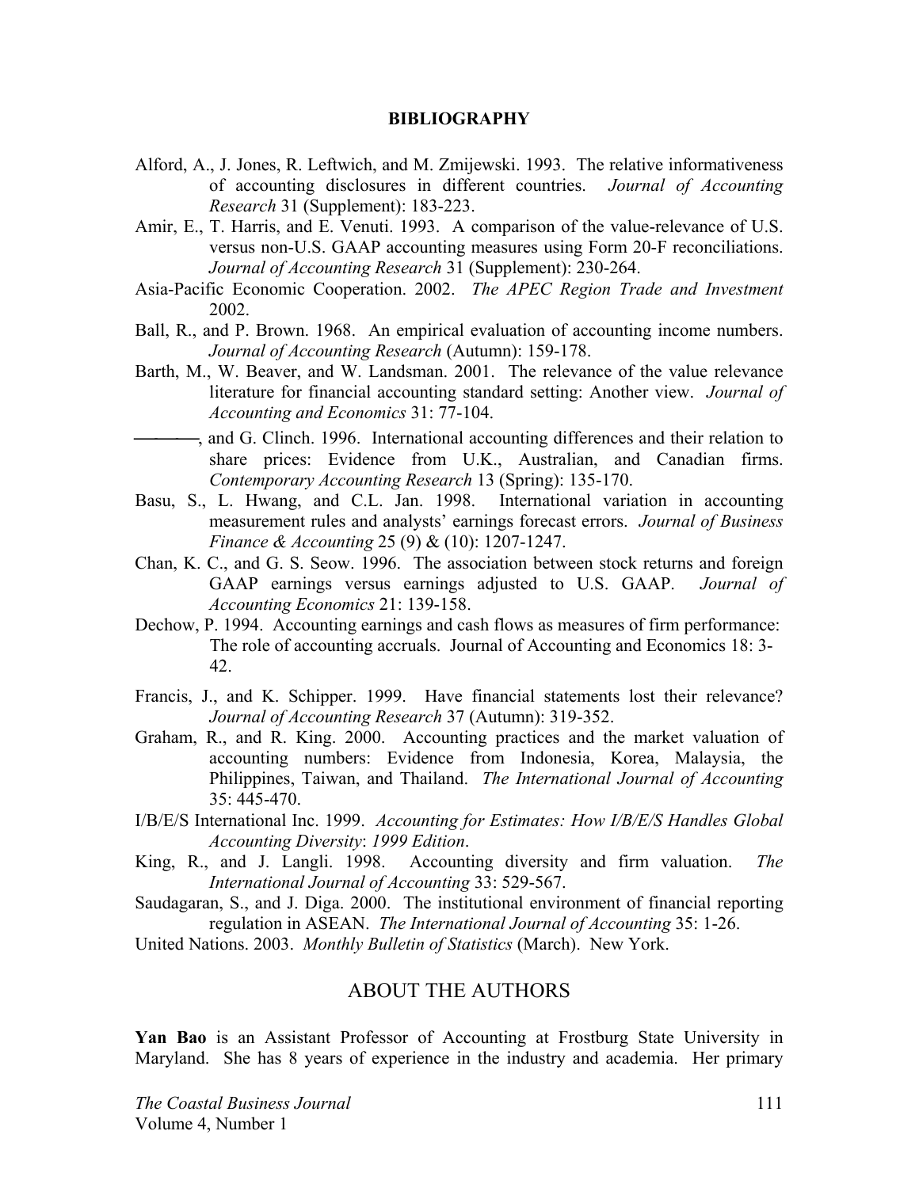## BIBLIOGRAPHY

Alford, A., J. Jones, R. Leftwich, and M. Zmijewski. 1993. The relative informativeness of accounting disclosures in different countries. *Journal of Accounting Research* 31 (Supplement): 183-223.

Amir, E., T. Harris, and E. Venuti. 1993. A comparison of the value-relevance of U.S. versus non-U.S. GAAP accounting measures using Form 20-F reconciliations. *Journal of Accounting Research* 31 (Supplement): 230-264.

Asia-Pacific Economic Cooperation. 2002. *The APEC Region Trade and Investment* 2002.

Ball, R., and P. Brown. 1968. An empirical evaluation of accounting income numbers. *Journal of Accounting Research* (Autumn): 159-178.

Barth, M., W. Beaver, and W. Landsman. 2001. The relevance of the value relevance literature for financial accounting standard setting: Another view. *Journal of Accounting and Economics* 31: 77-104.

———, and G. Clinch. 1996. International accounting differences and their relation to share prices: Evidence from U.K., Australian, and Canadian firms. *Contemporary Accounting Research* 13 (Spring): 135-170.

Basu, S., L. Hwang, and C.L. Jan. 1998. International variation in accounting measurement rules and analysts' earnings forecast errors. *Journal of Business Finance & Accounting* 25 (9) & (10): 1207-1247.

Chan, K. C., and G. S. Seow. 1996. The association between stock returns and foreign GAAP earnings versus earnings adjusted to U.S. GAAP. *Journal of Accounting Economics* 21: 139-158.

Dechow, P. 1994. Accounting earnings and cash flows as measures of firm performance: The role of accounting accruals. Journal of Accounting and Economics 18: 3-42.

Francis, J., and K. Schipper. 1999. Have financial statements lost their relevance? *Journal of Accounting Research* 37 (Autumn): 319-352.

Graham, R., and R. King. 2000. Accounting practices and the market valuation of accounting numbers: Evidence from Indonesia, Korea, Malaysia, the Philippines, Taiwan, and Thailand. *The International Journal of Accounting* 35: 445-470.

I/B/E/S International Inc. 1999. *Accounting for Estimates: How I/B/E/S Handles Global Accounting Diversity*: *1999 Edition*.

King, R., and J. Langli. 1998. Accounting diversity and firm valuation. *The International Journal of Accounting* 33: 529-567.

Saudagaran, S., and J. Diga. 2000. The institutional environment of financial reporting regulation in ASEAN. *The International Journal of Accounting* 35: 1-26.

United Nations. 2003. *Monthly Bulletin of Statistics* (March). New York.

## ABOUT THE AUTHORS

**Yan Bao** is an Assistant Professor of Accounting at Frostburg State University in Maryland. She has 8 years of experience in the industry and academia. Her primary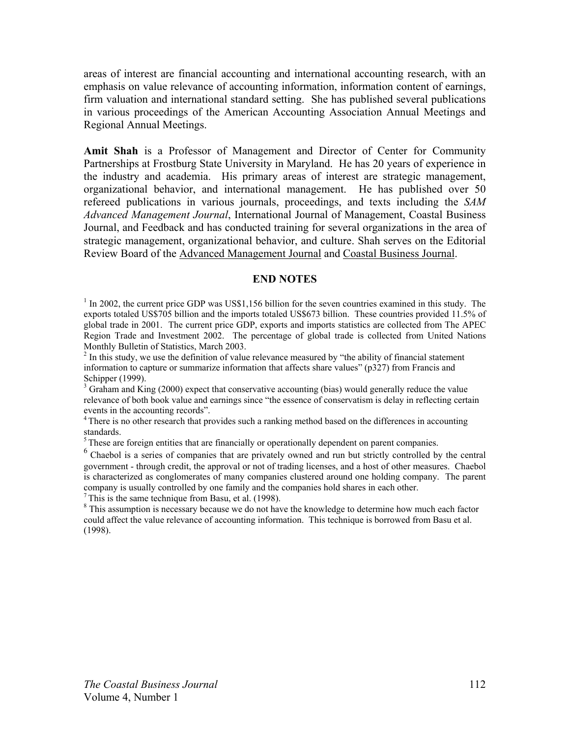areas of interest are financial accounting and international accounting research, with an emphasis on value relevance of accounting information, information content of earnings, firm valuation and international standard setting. She has published several publications in various proceedings of the American Accounting Association Annual Meetings and Regional Annual Meetings.

**Amit Shah** is a Professor of Management and Director of Center for Community Partnerships at Frostburg State University in Maryland. He has 20 years of experience in the industry and academia. His primary areas of interest are strategic management, organizational behavior, and international management. He has published over 50 refereed publications in various journals, proceedings, and texts including the *SAM Advanced Management Journal*, International Journal of Management, Coastal Business Journal, and Feedback and has conducted training for several organizations in the area of strategic management, organizational behavior, and culture. Shah serves on the Editorial Review Board of the Advanced Management Journal and Coastal Business Journal.

## END NOTES

[1] In 2002, the current price GDP was US$1,156 billion for the seven countries examined in this study. The exports totaled US$705 billion and the imports totaled US$673 billion. These countries provided 11.5% of global trade in 2001. The current price GDP, exports and imports statistics are collected from The APEC Region Trade and Investment 2002. The percentage of global trade is collected from United Nations Monthly Bulletin of Statistics, March 2003.

[2] In this study, we use the definition of value relevance measured by "the ability of financial statement information to capture or summarize information that affects share values" (p327) from Francis and Schipper (1999).

[3] Graham and King (2000) expect that conservative accounting (bias) would generally reduce the value relevance of both book value and earnings since "the essence of conservatism is delay in reflecting certain events in the accounting records".

[4] There is no other research that provides such a ranking method based on the differences in accounting standards.

[5] These are foreign entities that are financially or operationally dependent on parent companies.

[6] Chaebol is a series of companies that are privately owned and run but strictly controlled by the central government - through credit, the approval or not of trading licenses, and a host of other measures. Chaebol is characterized as conglomerates of many companies clustered around one holding company. The parent company is usually controlled by one family and the companies hold shares in each other.

[7] This is the same technique from Basu, et al. (1998).

[8] This assumption is necessary because we do not have the knowledge to determine how much each factor could affect the value relevance of accounting information. This technique is borrowed from Basu et al. (1998).